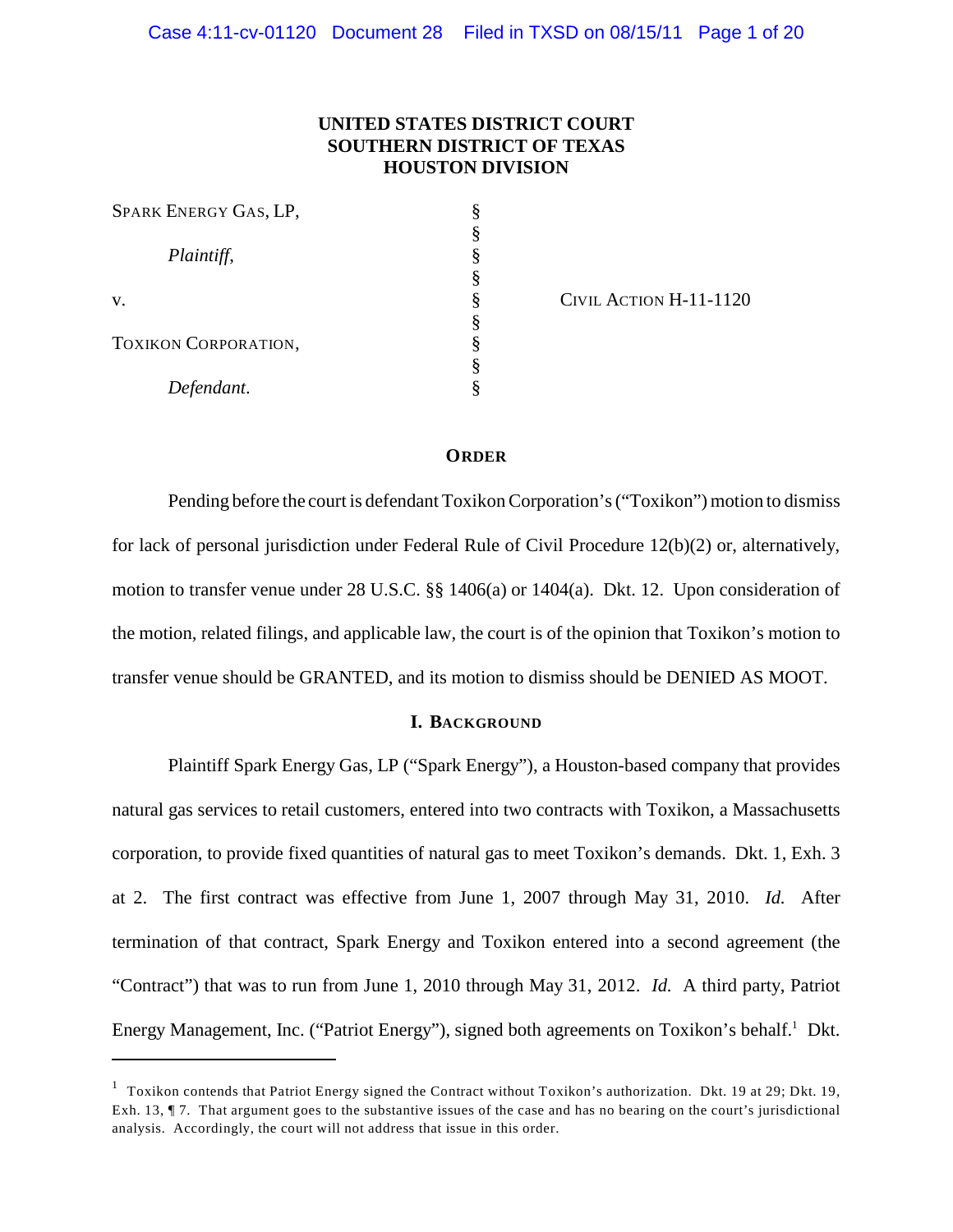**UNITED STATES DISTRICT COURT**
**SOUTHERN DISTRICT OF TEXAS**
**HOUSTON DIVISION**

| | | |
|---|---|---|
| SPARK ENERGY GAS, LP, | § | |
| | § | |
| *Plaintiff*, | § | |
| | § | |
| v. | § | CIVIL ACTION H-11-1120 |
| | § | |
| TOXIKON CORPORATION, | § | |
| | § | |
| *Defendant*. | § | |

## ORDER

Pending before the court is defendant Toxikon Corporation's ("Toxikon") motion to dismiss for lack of personal jurisdiction under Federal Rule of Civil Procedure 12(b)(2) or, alternatively, motion to transfer venue under 28 U.S.C. §§ 1406(a) or 1404(a). Dkt. 12. Upon consideration of the motion, related filings, and applicable law, the court is of the opinion that Toxikon's motion to transfer venue should be GRANTED, and its motion to dismiss should be DENIED AS MOOT.

## I. BACKGROUND

Plaintiff Spark Energy Gas, LP ("Spark Energy"), a Houston-based company that provides natural gas services to retail customers, entered into two contracts with Toxikon, a Massachusetts corporation, to provide fixed quantities of natural gas to meet Toxikon's demands. Dkt. 1, Exh. 3 at 2. The first contract was effective from June 1, 2007 through May 31, 2010. *Id.* After termination of that contract, Spark Energy and Toxikon entered into a second agreement (the "Contract") that was to run from June 1, 2010 through May 31, 2012. *Id.* A third party, Patriot Energy Management, Inc. ("Patriot Energy"), signed both agreements on Toxikon's behalf.[1] Dkt.

---

[1] Toxikon contends that Patriot Energy signed the Contract without Toxikon's authorization. Dkt. 19 at 29; Dkt. 19, Exh. 13, ¶ 7. That argument goes to the substantive issues of the case and has no bearing on the court's jurisdictional analysis. Accordingly, the court will not address that issue in this order.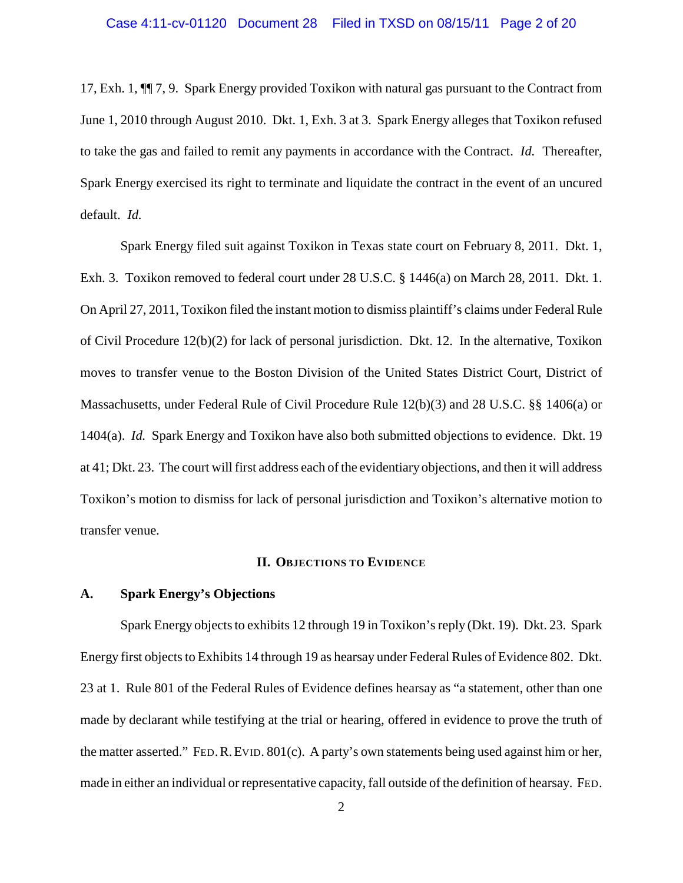17, Exh. 1, ¶¶ 7, 9. Spark Energy provided Toxikon with natural gas pursuant to the Contract from June 1, 2010 through August 2010. Dkt. 1, Exh. 3 at 3. Spark Energy alleges that Toxikon refused to take the gas and failed to remit any payments in accordance with the Contract. *Id.* Thereafter, Spark Energy exercised its right to terminate and liquidate the contract in the event of an uncured default. *Id.*

Spark Energy filed suit against Toxikon in Texas state court on February 8, 2011. Dkt. 1, Exh. 3. Toxikon removed to federal court under 28 U.S.C. § 1446(a) on March 28, 2011. Dkt. 1. On April 27, 2011, Toxikon filed the instant motion to dismiss plaintiff's claims under Federal Rule of Civil Procedure 12(b)(2) for lack of personal jurisdiction. Dkt. 12. In the alternative, Toxikon moves to transfer venue to the Boston Division of the United States District Court, District of Massachusetts, under Federal Rule of Civil Procedure Rule 12(b)(3) and 28 U.S.C. §§ 1406(a) or 1404(a). *Id.* Spark Energy and Toxikon have also both submitted objections to evidence. Dkt. 19 at 41; Dkt. 23. The court will first address each of the evidentiary objections, and then it will address Toxikon's motion to dismiss for lack of personal jurisdiction and Toxikon's alternative motion to transfer venue.

## II. Objections to Evidence

### A. Spark Energy's Objections

Spark Energy objects to exhibits 12 through 19 in Toxikon's reply (Dkt. 19). Dkt. 23. Spark Energy first objects to Exhibits 14 through 19 as hearsay under Federal Rules of Evidence 802. Dkt. 23 at 1. Rule 801 of the Federal Rules of Evidence defines hearsay as "a statement, other than one made by declarant while testifying at the trial or hearing, offered in evidence to prove the truth of the matter asserted." Fed. R. Evid. 801(c). A party's own statements being used against him or her, made in either an individual or representative capacity, fall outside of the definition of hearsay. Fed.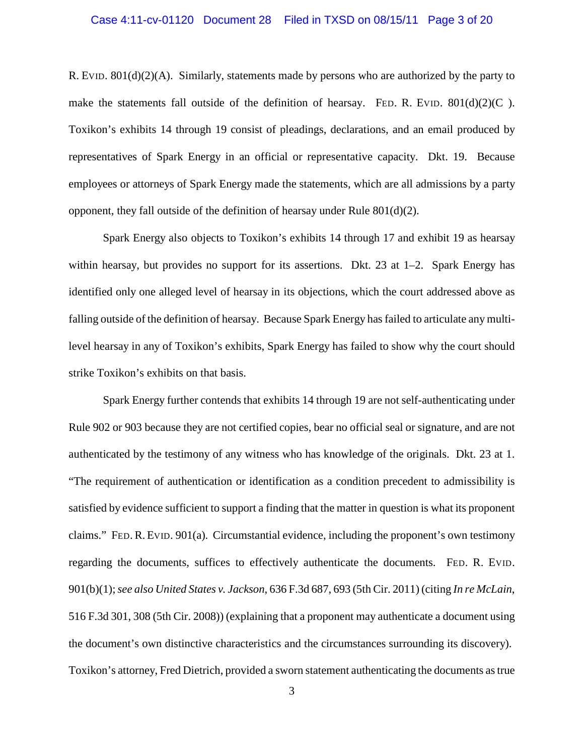R. EVID. 801(d)(2)(A). Similarly, statements made by persons who are authorized by the party to make the statements fall outside of the definition of hearsay. FED. R. EVID. 801(d)(2)(C ). Toxikon's exhibits 14 through 19 consist of pleadings, declarations, and an email produced by representatives of Spark Energy in an official or representative capacity. Dkt. 19. Because employees or attorneys of Spark Energy made the statements, which are all admissions by a party opponent, they fall outside of the definition of hearsay under Rule 801(d)(2).

Spark Energy also objects to Toxikon's exhibits 14 through 17 and exhibit 19 as hearsay within hearsay, but provides no support for its assertions. Dkt. 23 at 1–2. Spark Energy has identified only one alleged level of hearsay in its objections, which the court addressed above as falling outside of the definition of hearsay. Because Spark Energy has failed to articulate any multi-level hearsay in any of Toxikon's exhibits, Spark Energy has failed to show why the court should strike Toxikon's exhibits on that basis.

Spark Energy further contends that exhibits 14 through 19 are not self-authenticating under Rule 902 or 903 because they are not certified copies, bear no official seal or signature, and are not authenticated by the testimony of any witness who has knowledge of the originals. Dkt. 23 at 1. "The requirement of authentication or identification as a condition precedent to admissibility is satisfied by evidence sufficient to support a finding that the matter in question is what its proponent claims." FED. R. EVID. 901(a). Circumstantial evidence, including the proponent's own testimony regarding the documents, suffices to effectively authenticate the documents. FED. R. EVID. 901(b)(1); *see also United States v. Jackson*, 636 F.3d 687, 693 (5th Cir. 2011) (citing *In re McLain*, 516 F.3d 301, 308 (5th Cir. 2008)) (explaining that a proponent may authenticate a document using the document's own distinctive characteristics and the circumstances surrounding its discovery). Toxikon's attorney, Fred Dietrich, provided a sworn statement authenticating the documents as true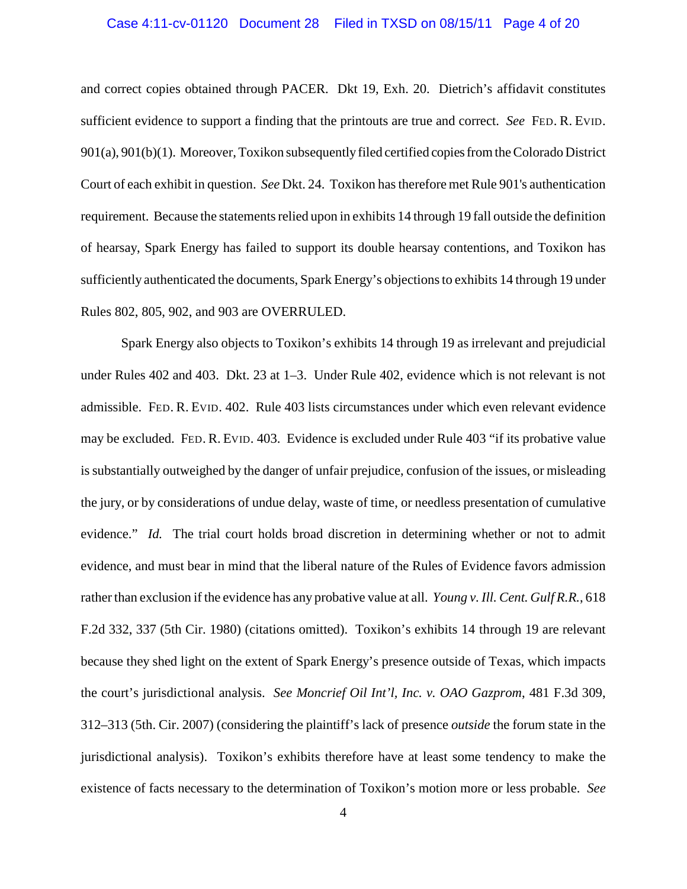and correct copies obtained through PACER. Dkt 19, Exh. 20. Dietrich's affidavit constitutes sufficient evidence to support a finding that the printouts are true and correct. *See* FED. R. EVID. 901(a), 901(b)(1). Moreover, Toxikon subsequently filed certified copies from the Colorado District Court of each exhibit in question. *See* Dkt. 24. Toxikon has therefore met Rule 901's authentication requirement. Because the statements relied upon in exhibits 14 through 19 fall outside the definition of hearsay, Spark Energy has failed to support its double hearsay contentions, and Toxikon has sufficiently authenticated the documents, Spark Energy's objections to exhibits 14 through 19 under Rules 802, 805, 902, and 903 are OVERRULED.

Spark Energy also objects to Toxikon's exhibits 14 through 19 as irrelevant and prejudicial under Rules 402 and 403. Dkt. 23 at 1–3. Under Rule 402, evidence which is not relevant is not admissible. FED. R. EVID. 402. Rule 403 lists circumstances under which even relevant evidence may be excluded. FED. R. EVID. 403. Evidence is excluded under Rule 403 "if its probative value is substantially outweighed by the danger of unfair prejudice, confusion of the issues, or misleading the jury, or by considerations of undue delay, waste of time, or needless presentation of cumulative evidence." *Id.* The trial court holds broad discretion in determining whether or not to admit evidence, and must bear in mind that the liberal nature of the Rules of Evidence favors admission rather than exclusion if the evidence has any probative value at all. *Young v. Ill. Cent. Gulf R.R.*, 618 F.2d 332, 337 (5th Cir. 1980) (citations omitted). Toxikon's exhibits 14 through 19 are relevant because they shed light on the extent of Spark Energy's presence outside of Texas, which impacts the court's jurisdictional analysis. *See Moncrief Oil Int'l, Inc. v. OAO Gazprom*, 481 F.3d 309, 312–313 (5th. Cir. 2007) (considering the plaintiff's lack of presence *outside* the forum state in the jurisdictional analysis). Toxikon's exhibits therefore have at least some tendency to make the existence of facts necessary to the determination of Toxikon's motion more or less probable. *See*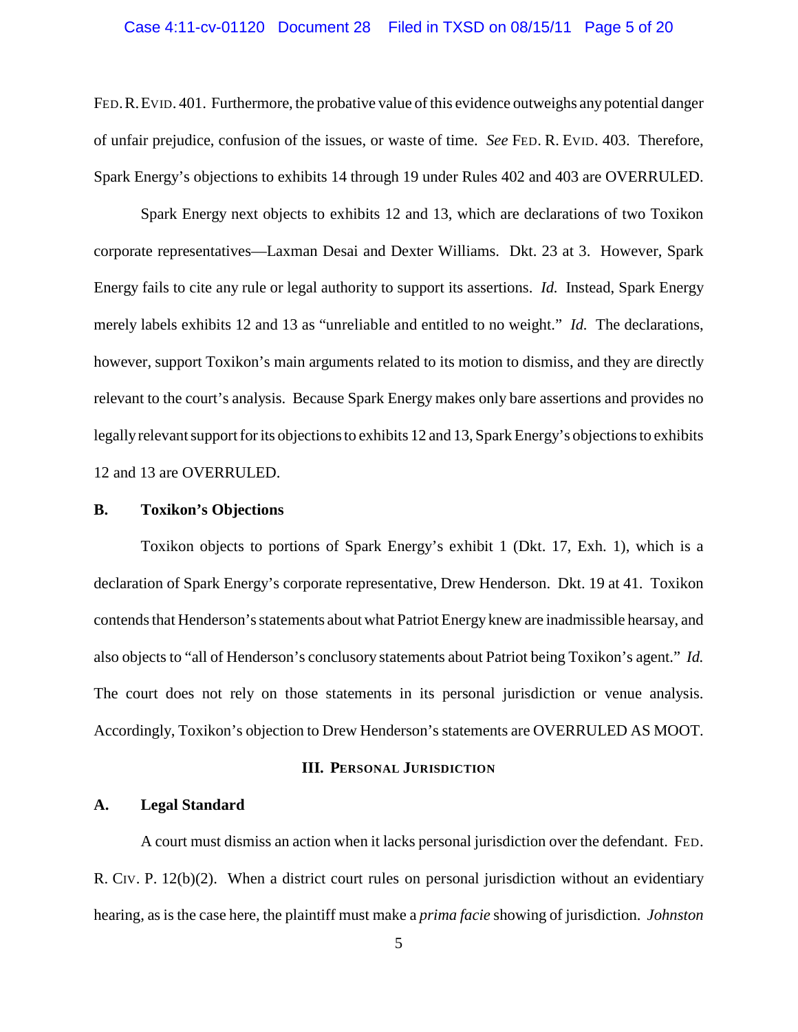FED. R. EVID. 401. Furthermore, the probative value of this evidence outweighs any potential danger of unfair prejudice, confusion of the issues, or waste of time. *See* FED. R. EVID. 403. Therefore, Spark Energy's objections to exhibits 14 through 19 under Rules 402 and 403 are OVERRULED.

Spark Energy next objects to exhibits 12 and 13, which are declarations of two Toxikon corporate representatives—Laxman Desai and Dexter Williams. Dkt. 23 at 3. However, Spark Energy fails to cite any rule or legal authority to support its assertions. *Id.* Instead, Spark Energy merely labels exhibits 12 and 13 as "unreliable and entitled to no weight." *Id.* The declarations, however, support Toxikon's main arguments related to its motion to dismiss, and they are directly relevant to the court's analysis. Because Spark Energy makes only bare assertions and provides no legally relevant support for its objections to exhibits 12 and 13, Spark Energy's objections to exhibits 12 and 13 are OVERRULED.

**B. Toxikon's Objections**

Toxikon objects to portions of Spark Energy's exhibit 1 (Dkt. 17, Exh. 1), which is a declaration of Spark Energy's corporate representative, Drew Henderson. Dkt. 19 at 41. Toxikon contends that Henderson's statements about what Patriot Energy knew are inadmissible hearsay, and also objects to "all of Henderson's conclusory statements about Patriot being Toxikon's agent." *Id.* The court does not rely on those statements in its personal jurisdiction or venue analysis. Accordingly, Toxikon's objection to Drew Henderson's statements are OVERRULED AS MOOT.

## III. PERSONAL JURISDICTION

**A. Legal Standard**

A court must dismiss an action when it lacks personal jurisdiction over the defendant. FED. R. CIV. P. 12(b)(2). When a district court rules on personal jurisdiction without an evidentiary hearing, as is the case here, the plaintiff must make a *prima facie* showing of jurisdiction. *Johnston*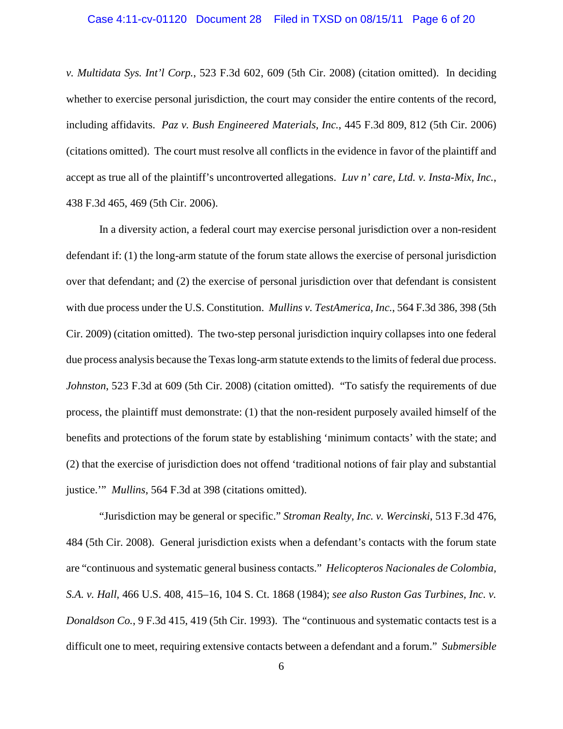*v. Multidata Sys. Int'l Corp.*, 523 F.3d 602, 609 (5th Cir. 2008) (citation omitted). In deciding whether to exercise personal jurisdiction, the court may consider the entire contents of the record, including affidavits. *Paz v. Bush Engineered Materials, Inc.*, 445 F.3d 809, 812 (5th Cir. 2006) (citations omitted). The court must resolve all conflicts in the evidence in favor of the plaintiff and accept as true all of the plaintiff's uncontroverted allegations. *Luv n' care, Ltd. v. Insta-Mix, Inc.*, 438 F.3d 465, 469 (5th Cir. 2006).

In a diversity action, a federal court may exercise personal jurisdiction over a non-resident defendant if: (1) the long-arm statute of the forum state allows the exercise of personal jurisdiction over that defendant; and (2) the exercise of personal jurisdiction over that defendant is consistent with due process under the U.S. Constitution. *Mullins v. TestAmerica, Inc.*, 564 F.3d 386, 398 (5th Cir. 2009) (citation omitted). The two-step personal jurisdiction inquiry collapses into one federal due process analysis because the Texas long-arm statute extends to the limits of federal due process. *Johnston*, 523 F.3d at 609 (5th Cir. 2008) (citation omitted). "To satisfy the requirements of due process, the plaintiff must demonstrate: (1) that the non-resident purposely availed himself of the benefits and protections of the forum state by establishing 'minimum contacts' with the state; and (2) that the exercise of jurisdiction does not offend 'traditional notions of fair play and substantial justice.'" *Mullins*, 564 F.3d at 398 (citations omitted).

"Jurisdiction may be general or specific." *Stroman Realty, Inc. v. Wercinski*, 513 F.3d 476, 484 (5th Cir. 2008). General jurisdiction exists when a defendant's contacts with the forum state are "continuous and systematic general business contacts." *Helicopteros Nacionales de Colombia, S.A. v. Hall*, 466 U.S. 408, 415–16, 104 S. Ct. 1868 (1984); *see also Ruston Gas Turbines, Inc. v. Donaldson Co.*, 9 F.3d 415, 419 (5th Cir. 1993). The "continuous and systematic contacts test is a difficult one to meet, requiring extensive contacts between a defendant and a forum." *Submersible*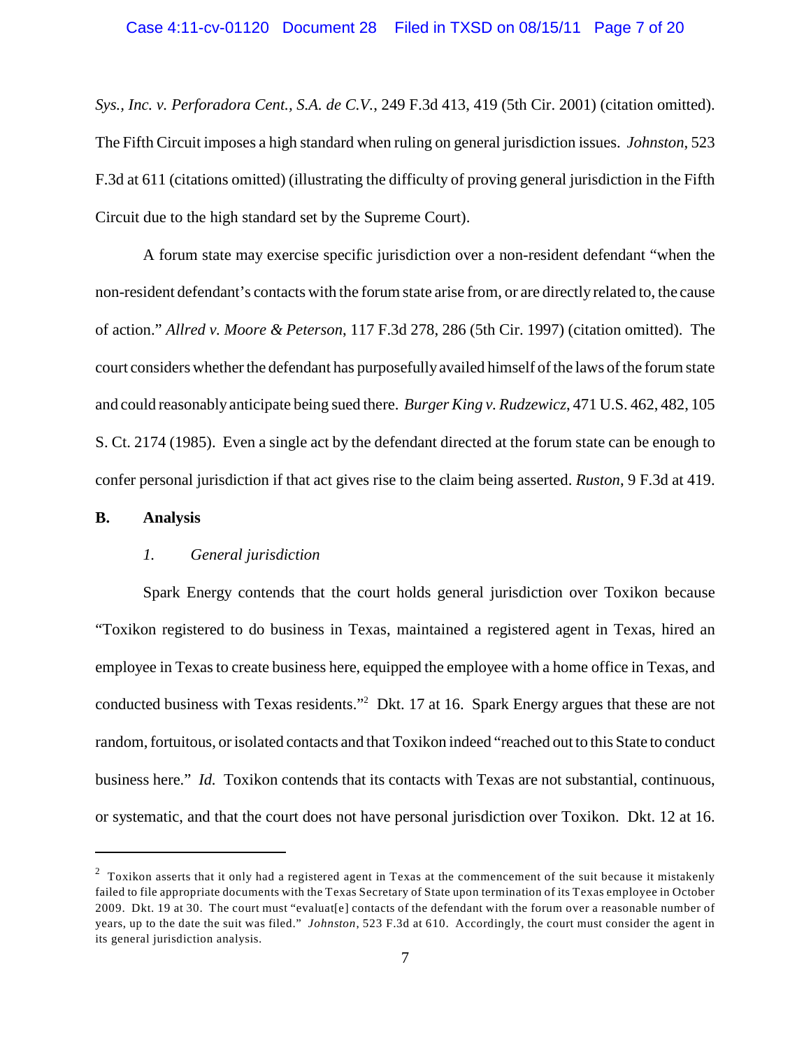*Sys., Inc. v. Perforadora Cent., S.A. de C.V.*, 249 F.3d 413, 419 (5th Cir. 2001) (citation omitted). The Fifth Circuit imposes a high standard when ruling on general jurisdiction issues. *Johnston*, 523 F.3d at 611 (citations omitted) (illustrating the difficulty of proving general jurisdiction in the Fifth Circuit due to the high standard set by the Supreme Court).

A forum state may exercise specific jurisdiction over a non-resident defendant "when the non-resident defendant's contacts with the forum state arise from, or are directly related to, the cause of action." *Allred v. Moore & Peterson*, 117 F.3d 278, 286 (5th Cir. 1997) (citation omitted). The court considers whether the defendant has purposefully availed himself of the laws of the forum state and could reasonably anticipate being sued there. *Burger King v. Rudzewicz*, 471 U.S. 462, 482, 105 S. Ct. 2174 (1985). Even a single act by the defendant directed at the forum state can be enough to confer personal jurisdiction if that act gives rise to the claim being asserted. *Ruston*, 9 F.3d at 419.

**B. Analysis**

*1. General jurisdiction*

Spark Energy contends that the court holds general jurisdiction over Toxikon because "Toxikon registered to do business in Texas, maintained a registered agent in Texas, hired an employee in Texas to create business here, equipped the employee with a home office in Texas, and conducted business with Texas residents."[2] Dkt. 17 at 16. Spark Energy argues that these are not random, fortuitous, or isolated contacts and that Toxikon indeed "reached out to this State to conduct business here." *Id.* Toxikon contends that its contacts with Texas are not substantial, continuous, or systematic, and that the court does not have personal jurisdiction over Toxikon. Dkt. 12 at 16.

---

[2] Toxikon asserts that it only had a registered agent in Texas at the commencement of the suit because it mistakenly failed to file appropriate documents with the Texas Secretary of State upon termination of its Texas employee in October 2009. Dkt. 19 at 30. The court must "evaluat[e] contacts of the defendant with the forum over a reasonable number of years, up to the date the suit was filed." *Johnston*, 523 F.3d at 610. Accordingly, the court must consider the agent in its general jurisdiction analysis.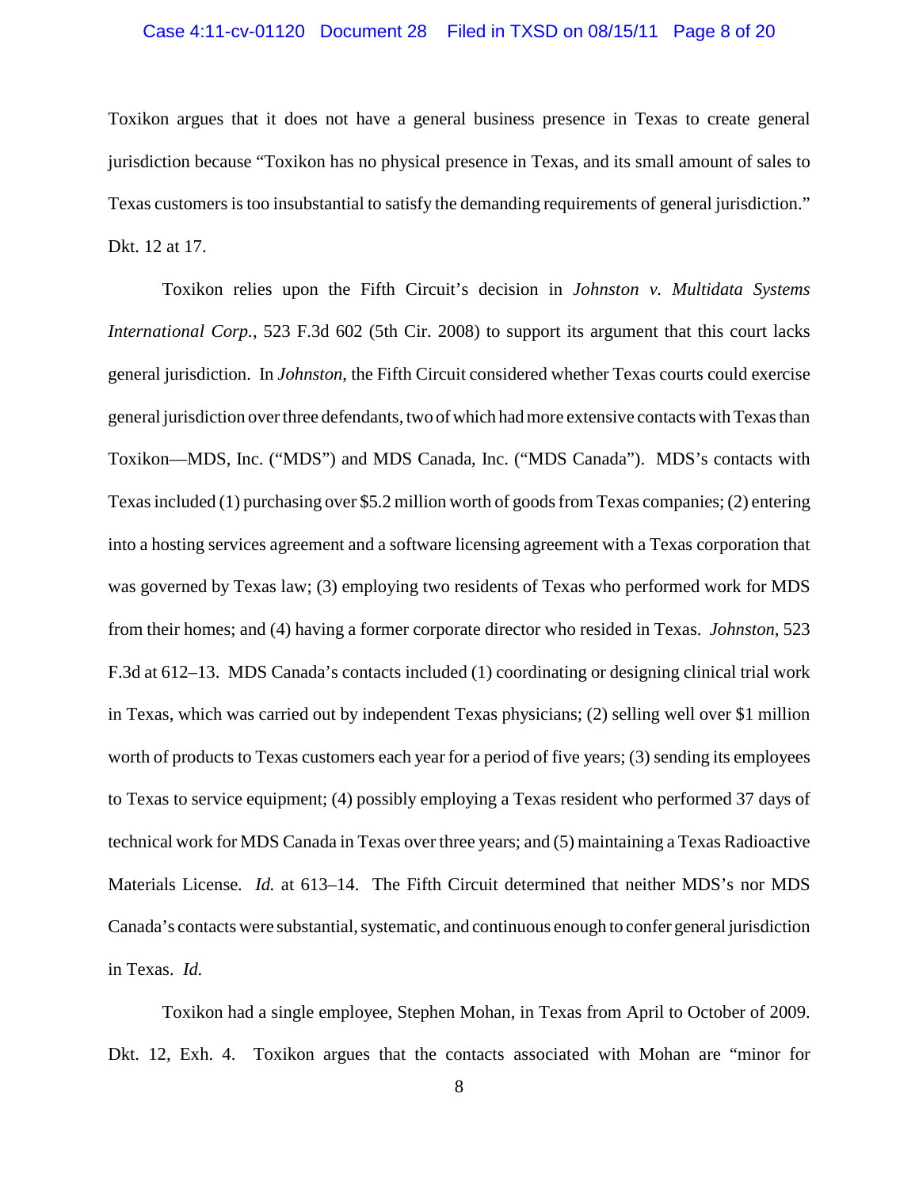Toxikon argues that it does not have a general business presence in Texas to create general jurisdiction because "Toxikon has no physical presence in Texas, and its small amount of sales to Texas customers is too insubstantial to satisfy the demanding requirements of general jurisdiction." Dkt. 12 at 17.

Toxikon relies upon the Fifth Circuit's decision in *Johnston v. Multidata Systems International Corp.*, 523 F.3d 602 (5th Cir. 2008) to support its argument that this court lacks general jurisdiction. In *Johnston*, the Fifth Circuit considered whether Texas courts could exercise general jurisdiction over three defendants, two of which had more extensive contacts with Texas than Toxikon—MDS, Inc. ("MDS") and MDS Canada, Inc. ("MDS Canada"). MDS's contacts with Texas included (1) purchasing over $5.2 million worth of goods from Texas companies; (2) entering into a hosting services agreement and a software licensing agreement with a Texas corporation that was governed by Texas law; (3) employing two residents of Texas who performed work for MDS from their homes; and (4) having a former corporate director who resided in Texas. *Johnston*, 523 F.3d at 612–13. MDS Canada's contacts included (1) coordinating or designing clinical trial work in Texas, which was carried out by independent Texas physicians; (2) selling well over $1 million worth of products to Texas customers each year for a period of five years; (3) sending its employees to Texas to service equipment; (4) possibly employing a Texas resident who performed 37 days of technical work for MDS Canada in Texas over three years; and (5) maintaining a Texas Radioactive Materials License. *Id.* at 613–14. The Fifth Circuit determined that neither MDS's nor MDS Canada's contacts were substantial, systematic, and continuous enough to confer general jurisdiction in Texas. *Id.*

Toxikon had a single employee, Stephen Mohan, in Texas from April to October of 2009. Dkt. 12, Exh. 4. Toxikon argues that the contacts associated with Mohan are "minor for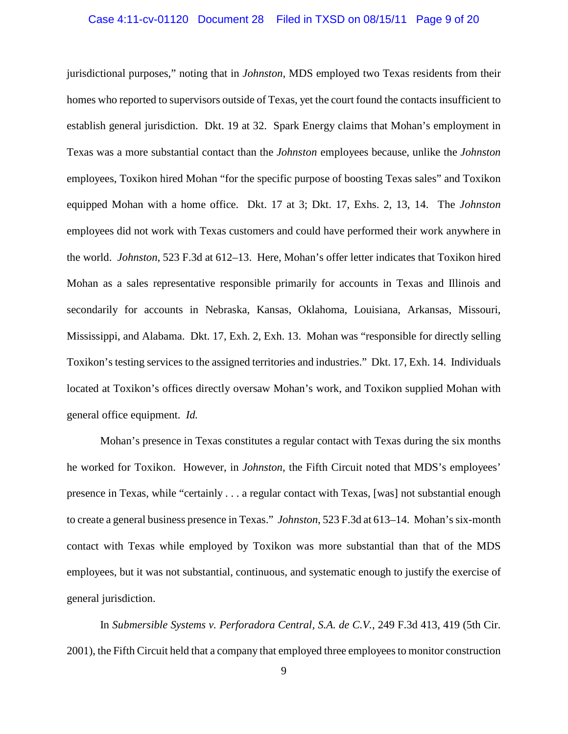jurisdictional purposes," noting that in *Johnston*, MDS employed two Texas residents from their homes who reported to supervisors outside of Texas, yet the court found the contacts insufficient to establish general jurisdiction. Dkt. 19 at 32. Spark Energy claims that Mohan's employment in Texas was a more substantial contact than the *Johnston* employees because, unlike the *Johnston* employees, Toxikon hired Mohan "for the specific purpose of boosting Texas sales" and Toxikon equipped Mohan with a home office. Dkt. 17 at 3; Dkt. 17, Exhs. 2, 13, 14. The *Johnston* employees did not work with Texas customers and could have performed their work anywhere in the world. *Johnston*, 523 F.3d at 612–13. Here, Mohan's offer letter indicates that Toxikon hired Mohan as a sales representative responsible primarily for accounts in Texas and Illinois and secondarily for accounts in Nebraska, Kansas, Oklahoma, Louisiana, Arkansas, Missouri, Mississippi, and Alabama. Dkt. 17, Exh. 2, Exh. 13. Mohan was "responsible for directly selling Toxikon's testing services to the assigned territories and industries." Dkt. 17, Exh. 14. Individuals located at Toxikon's offices directly oversaw Mohan's work, and Toxikon supplied Mohan with general office equipment. *Id.*

Mohan's presence in Texas constitutes a regular contact with Texas during the six months he worked for Toxikon. However, in *Johnston*, the Fifth Circuit noted that MDS's employees' presence in Texas, while "certainly . . . a regular contact with Texas, [was] not substantial enough to create a general business presence in Texas." *Johnston*, 523 F.3d at 613–14. Mohan's six-month contact with Texas while employed by Toxikon was more substantial than that of the MDS employees, but it was not substantial, continuous, and systematic enough to justify the exercise of general jurisdiction.

In *Submersible Systems v. Perforadora Central, S.A. de C.V.*, 249 F.3d 413, 419 (5th Cir. 2001), the Fifth Circuit held that a company that employed three employees to monitor construction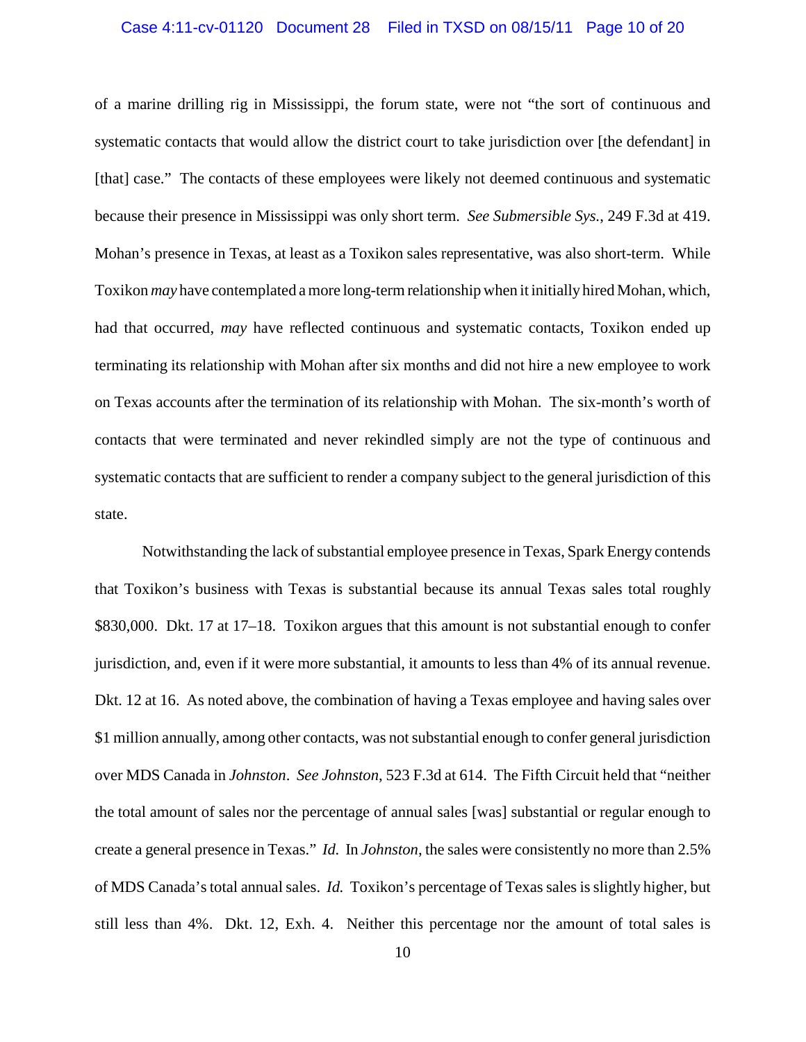of a marine drilling rig in Mississippi, the forum state, were not "the sort of continuous and systematic contacts that would allow the district court to take jurisdiction over [the defendant] in [that] case." The contacts of these employees were likely not deemed continuous and systematic because their presence in Mississippi was only short term. *See Submersible Sys.*, 249 F.3d at 419. Mohan's presence in Texas, at least as a Toxikon sales representative, was also short-term. While Toxikon *may* have contemplated a more long-term relationship when it initially hired Mohan, which, had that occurred, *may* have reflected continuous and systematic contacts, Toxikon ended up terminating its relationship with Mohan after six months and did not hire a new employee to work on Texas accounts after the termination of its relationship with Mohan. The six-month's worth of contacts that were terminated and never rekindled simply are not the type of continuous and systematic contacts that are sufficient to render a company subject to the general jurisdiction of this state.

Notwithstanding the lack of substantial employee presence in Texas, Spark Energy contends that Toxikon's business with Texas is substantial because its annual Texas sales total roughly $830,000. Dkt. 17 at 17–18. Toxikon argues that this amount is not substantial enough to confer jurisdiction, and, even if it were more substantial, it amounts to less than 4% of its annual revenue. Dkt. 12 at 16. As noted above, the combination of having a Texas employee and having sales over $1 million annually, among other contacts, was not substantial enough to confer general jurisdiction over MDS Canada in *Johnston*. *See Johnston*, 523 F.3d at 614. The Fifth Circuit held that "neither the total amount of sales nor the percentage of annual sales [was] substantial or regular enough to create a general presence in Texas." *Id.* In *Johnston*, the sales were consistently no more than 2.5% of MDS Canada's total annual sales. *Id.* Toxikon's percentage of Texas sales is slightly higher, but still less than 4%. Dkt. 12, Exh. 4. Neither this percentage nor the amount of total sales is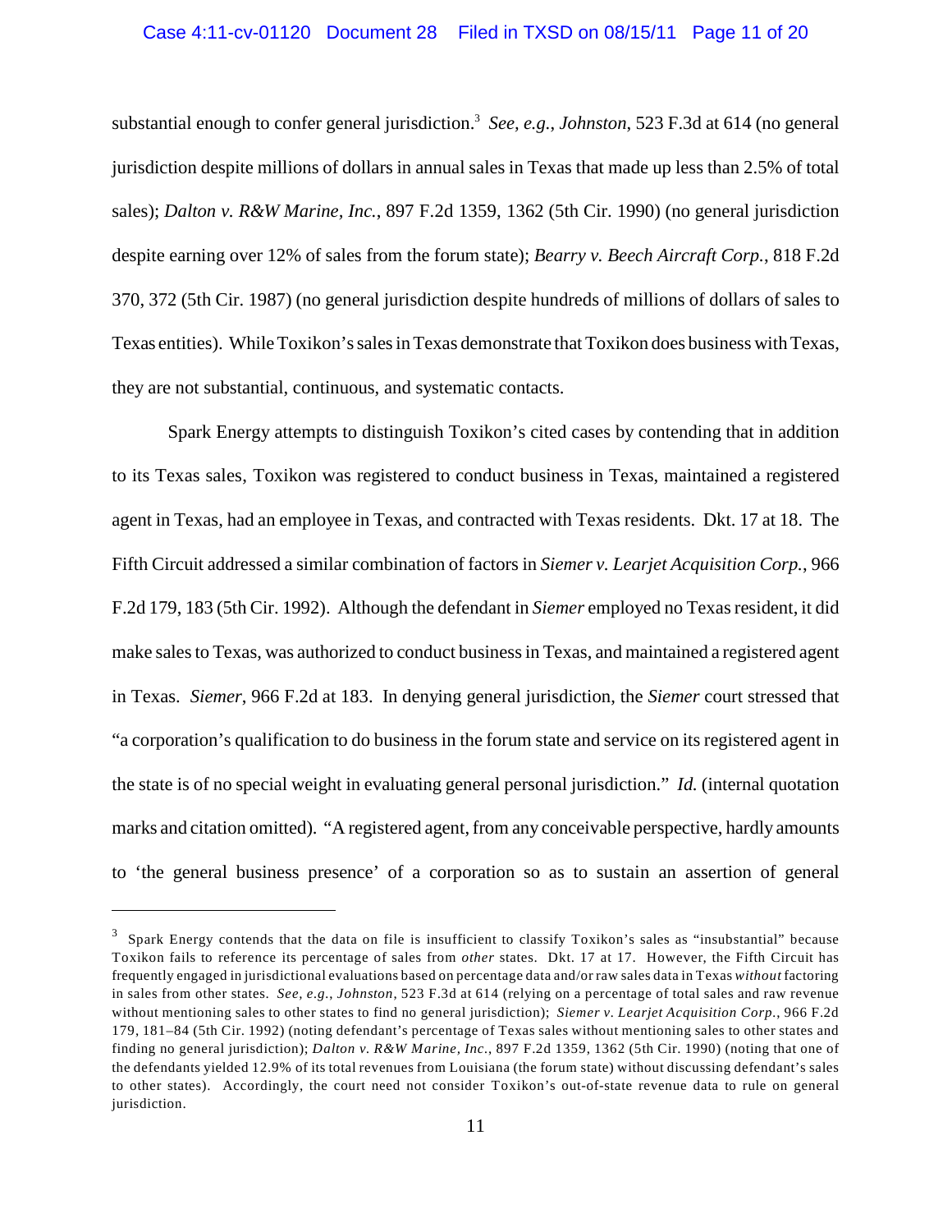substantial enough to confer general jurisdiction.[3] *See, e.g.*, *Johnston*, 523 F.3d at 614 (no general jurisdiction despite millions of dollars in annual sales in Texas that made up less than 2.5% of total sales); *Dalton v. R&W Marine, Inc.*, 897 F.2d 1359, 1362 (5th Cir. 1990) (no general jurisdiction despite earning over 12% of sales from the forum state); *Bearry v. Beech Aircraft Corp.*, 818 F.2d 370, 372 (5th Cir. 1987) (no general jurisdiction despite hundreds of millions of dollars of sales to Texas entities). While Toxikon's sales in Texas demonstrate that Toxikon does business with Texas, they are not substantial, continuous, and systematic contacts.

Spark Energy attempts to distinguish Toxikon's cited cases by contending that in addition to its Texas sales, Toxikon was registered to conduct business in Texas, maintained a registered agent in Texas, had an employee in Texas, and contracted with Texas residents. Dkt. 17 at 18. The Fifth Circuit addressed a similar combination of factors in *Siemer v. Learjet Acquisition Corp.*, 966 F.2d 179, 183 (5th Cir. 1992). Although the defendant in *Siemer* employed no Texas resident, it did make sales to Texas, was authorized to conduct business in Texas, and maintained a registered agent in Texas. *Siemer*, 966 F.2d at 183. In denying general jurisdiction, the *Siemer* court stressed that "a corporation's qualification to do business in the forum state and service on its registered agent in the state is of no special weight in evaluating general personal jurisdiction." *Id.* (internal quotation marks and citation omitted). "A registered agent, from any conceivable perspective, hardly amounts to 'the general business presence' of a corporation so as to sustain an assertion of general

---

[3] Spark Energy contends that the data on file is insufficient to classify Toxikon's sales as "insubstantial" because Toxikon fails to reference its percentage of sales from *other* states. Dkt. 17 at 17. However, the Fifth Circuit has frequently engaged in jurisdictional evaluations based on percentage data and/or raw sales data in Texas *without* factoring in sales from other states. *See, e.g.*, *Johnston*, 523 F.3d at 614 (relying on a percentage of total sales and raw revenue without mentioning sales to other states to find no general jurisdiction); *Siemer v. Learjet Acquisition Corp.*, 966 F.2d 179, 181–84 (5th Cir. 1992) (noting defendant's percentage of Texas sales without mentioning sales to other states and finding no general jurisdiction); *Dalton v. R&W Marine, Inc.*, 897 F.2d 1359, 1362 (5th Cir. 1990) (noting that one of the defendants yielded 12.9% of its total revenues from Louisiana (the forum state) without discussing defendant's sales to other states). Accordingly, the court need not consider Toxikon's out-of-state revenue data to rule on general jurisdiction.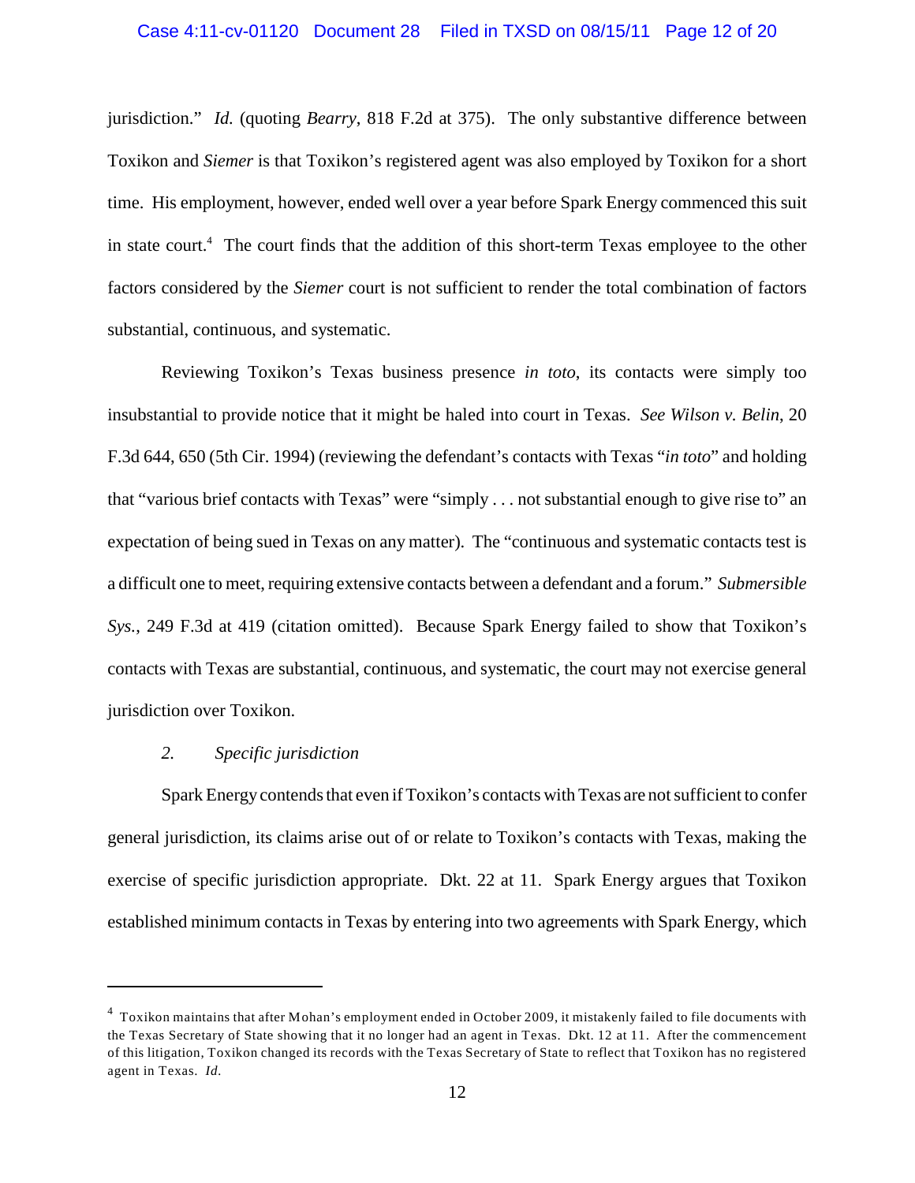jurisdiction." *Id.* (quoting *Bearry*, 818 F.2d at 375). The only substantive difference between Toxikon and *Siemer* is that Toxikon's registered agent was also employed by Toxikon for a short time. His employment, however, ended well over a year before Spark Energy commenced this suit in state court.[4] The court finds that the addition of this short-term Texas employee to the other factors considered by the *Siemer* court is not sufficient to render the total combination of factors substantial, continuous, and systematic.

Reviewing Toxikon's Texas business presence *in toto*, its contacts were simply too insubstantial to provide notice that it might be haled into court in Texas. *See Wilson v. Belin*, 20 F.3d 644, 650 (5th Cir. 1994) (reviewing the defendant's contacts with Texas "*in toto*" and holding that "various brief contacts with Texas" were "simply . . . not substantial enough to give rise to" an expectation of being sued in Texas on any matter). The "continuous and systematic contacts test is a difficult one to meet, requiring extensive contacts between a defendant and a forum." *Submersible Sys.*, 249 F.3d at 419 (citation omitted). Because Spark Energy failed to show that Toxikon's contacts with Texas are substantial, continuous, and systematic, the court may not exercise general jurisdiction over Toxikon.

*2. Specific jurisdiction*

Spark Energy contends that even if Toxikon's contacts with Texas are not sufficient to confer general jurisdiction, its claims arise out of or relate to Toxikon's contacts with Texas, making the exercise of specific jurisdiction appropriate. Dkt. 22 at 11. Spark Energy argues that Toxikon established minimum contacts in Texas by entering into two agreements with Spark Energy, which

---

[4] Toxikon maintains that after Mohan's employment ended in October 2009, it mistakenly failed to file documents with the Texas Secretary of State showing that it no longer had an agent in Texas. Dkt. 12 at 11. After the commencement of this litigation, Toxikon changed its records with the Texas Secretary of State to reflect that Toxikon has no registered agent in Texas. *Id.*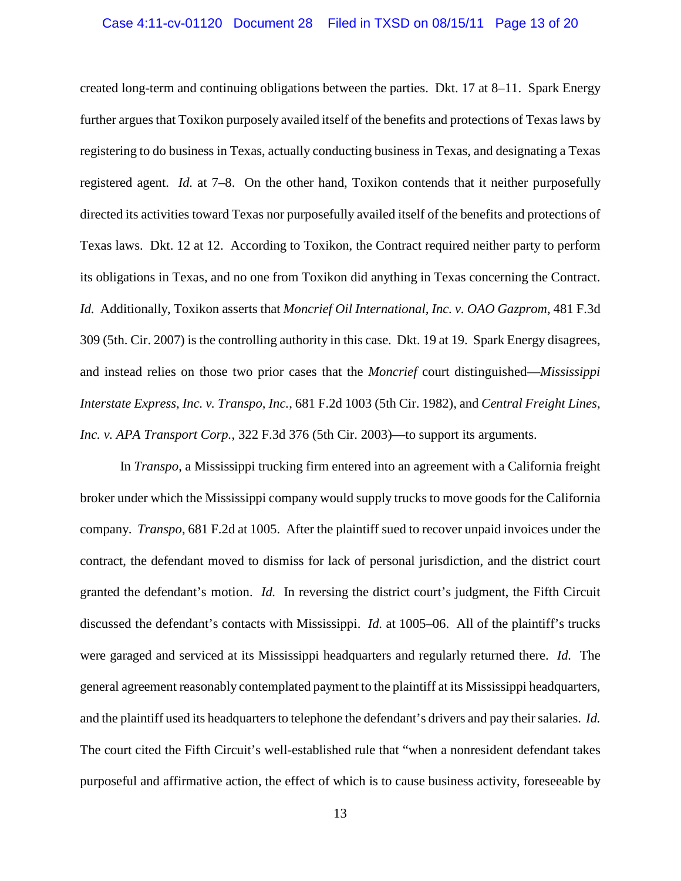created long-term and continuing obligations between the parties. Dkt. 17 at 8–11. Spark Energy further argues that Toxikon purposely availed itself of the benefits and protections of Texas laws by registering to do business in Texas, actually conducting business in Texas, and designating a Texas registered agent. *Id.* at 7–8. On the other hand, Toxikon contends that it neither purposefully directed its activities toward Texas nor purposefully availed itself of the benefits and protections of Texas laws. Dkt. 12 at 12. According to Toxikon, the Contract required neither party to perform its obligations in Texas, and no one from Toxikon did anything in Texas concerning the Contract. *Id.* Additionally, Toxikon asserts that *Moncrief Oil International, Inc. v. OAO Gazprom*, 481 F.3d 309 (5th. Cir. 2007) is the controlling authority in this case. Dkt. 19 at 19. Spark Energy disagrees, and instead relies on those two prior cases that the *Moncrief* court distinguished—*Mississippi Interstate Express, Inc. v. Transpo, Inc.*, 681 F.2d 1003 (5th Cir. 1982), and *Central Freight Lines, Inc. v. APA Transport Corp.*, 322 F.3d 376 (5th Cir. 2003)—to support its arguments.

In *Transpo*, a Mississippi trucking firm entered into an agreement with a California freight broker under which the Mississippi company would supply trucks to move goods for the California company. *Transpo*, 681 F.2d at 1005. After the plaintiff sued to recover unpaid invoices under the contract, the defendant moved to dismiss for lack of personal jurisdiction, and the district court granted the defendant's motion. *Id.* In reversing the district court's judgment, the Fifth Circuit discussed the defendant's contacts with Mississippi. *Id.* at 1005–06. All of the plaintiff's trucks were garaged and serviced at its Mississippi headquarters and regularly returned there. *Id.* The general agreement reasonably contemplated payment to the plaintiff at its Mississippi headquarters, and the plaintiff used its headquarters to telephone the defendant's drivers and pay their salaries. *Id.* The court cited the Fifth Circuit's well-established rule that "when a nonresident defendant takes purposeful and affirmative action, the effect of which is to cause business activity, foreseeable by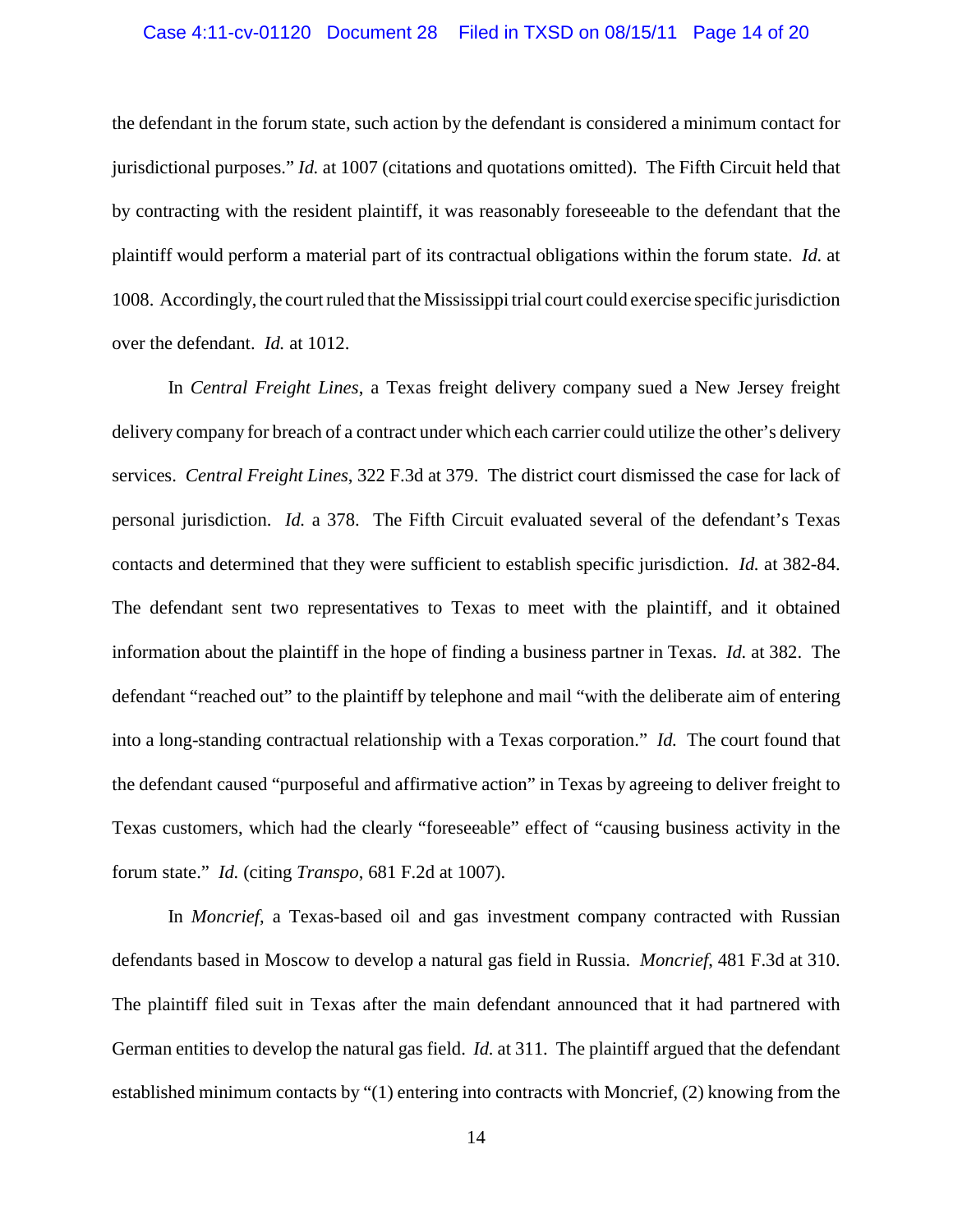the defendant in the forum state, such action by the defendant is considered a minimum contact for jurisdictional purposes." *Id.* at 1007 (citations and quotations omitted). The Fifth Circuit held that by contracting with the resident plaintiff, it was reasonably foreseeable to the defendant that the plaintiff would perform a material part of its contractual obligations within the forum state. *Id.* at 1008. Accordingly, the court ruled that the Mississippi trial court could exercise specific jurisdiction over the defendant. *Id.* at 1012.

In *Central Freight Lines*, a Texas freight delivery company sued a New Jersey freight delivery company for breach of a contract under which each carrier could utilize the other's delivery services. *Central Freight Lines*, 322 F.3d at 379. The district court dismissed the case for lack of personal jurisdiction. *Id.* a 378. The Fifth Circuit evaluated several of the defendant's Texas contacts and determined that they were sufficient to establish specific jurisdiction. *Id.* at 382-84. The defendant sent two representatives to Texas to meet with the plaintiff, and it obtained information about the plaintiff in the hope of finding a business partner in Texas. *Id.* at 382. The defendant "reached out" to the plaintiff by telephone and mail "with the deliberate aim of entering into a long-standing contractual relationship with a Texas corporation." *Id.* The court found that the defendant caused "purposeful and affirmative action" in Texas by agreeing to deliver freight to Texas customers, which had the clearly "foreseeable" effect of "causing business activity in the forum state." *Id.* (citing *Transpo*, 681 F.2d at 1007).

In *Moncrief*, a Texas-based oil and gas investment company contracted with Russian defendants based in Moscow to develop a natural gas field in Russia. *Moncrief*, 481 F.3d at 310. The plaintiff filed suit in Texas after the main defendant announced that it had partnered with German entities to develop the natural gas field. *Id.* at 311. The plaintiff argued that the defendant established minimum contacts by "(1) entering into contracts with Moncrief, (2) knowing from the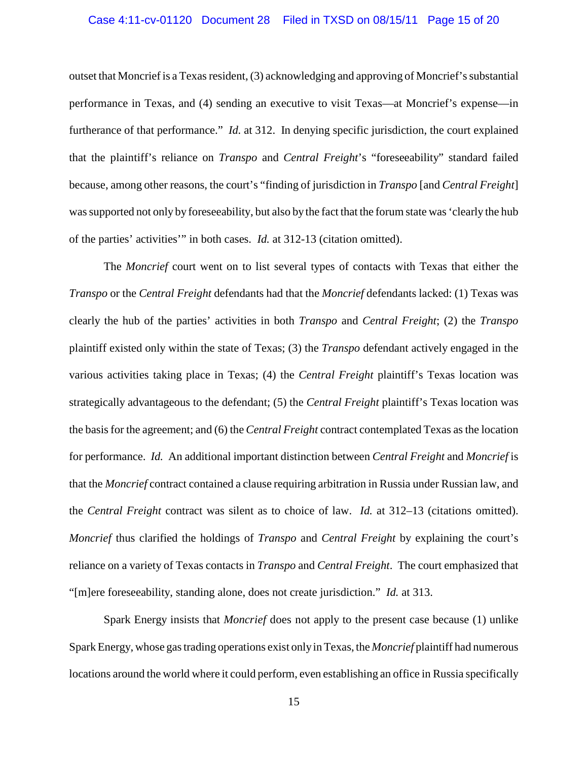outset that Moncrief is a Texas resident, (3) acknowledging and approving of Moncrief's substantial performance in Texas, and (4) sending an executive to visit Texas—at Moncrief's expense—in furtherance of that performance." *Id.* at 312. In denying specific jurisdiction, the court explained that the plaintiff's reliance on *Transpo* and *Central Freight*'s "foreseeability" standard failed because, among other reasons, the court's "finding of jurisdiction in *Transpo* [and *Central Freight*] was supported not only by foreseeability, but also by the fact that the forum state was 'clearly the hub of the parties' activities'" in both cases. *Id.* at 312-13 (citation omitted).

The *Moncrief* court went on to list several types of contacts with Texas that either the *Transpo* or the *Central Freight* defendants had that the *Moncrief* defendants lacked: (1) Texas was clearly the hub of the parties' activities in both *Transpo* and *Central Freight*; (2) the *Transpo* plaintiff existed only within the state of Texas; (3) the *Transpo* defendant actively engaged in the various activities taking place in Texas; (4) the *Central Freight* plaintiff's Texas location was strategically advantageous to the defendant; (5) the *Central Freight* plaintiff's Texas location was the basis for the agreement; and (6) the *Central Freight* contract contemplated Texas as the location for performance. *Id.* An additional important distinction between *Central Freight* and *Moncrief* is that the *Moncrief* contract contained a clause requiring arbitration in Russia under Russian law, and the *Central Freight* contract was silent as to choice of law. *Id.* at 312–13 (citations omitted). *Moncrief* thus clarified the holdings of *Transpo* and *Central Freight* by explaining the court's reliance on a variety of Texas contacts in *Transpo* and *Central Freight*. The court emphasized that "[m]ere foreseeability, standing alone, does not create jurisdiction." *Id.* at 313.

Spark Energy insists that *Moncrief* does not apply to the present case because (1) unlike Spark Energy, whose gas trading operations exist only in Texas, the *Moncrief* plaintiff had numerous locations around the world where it could perform, even establishing an office in Russia specifically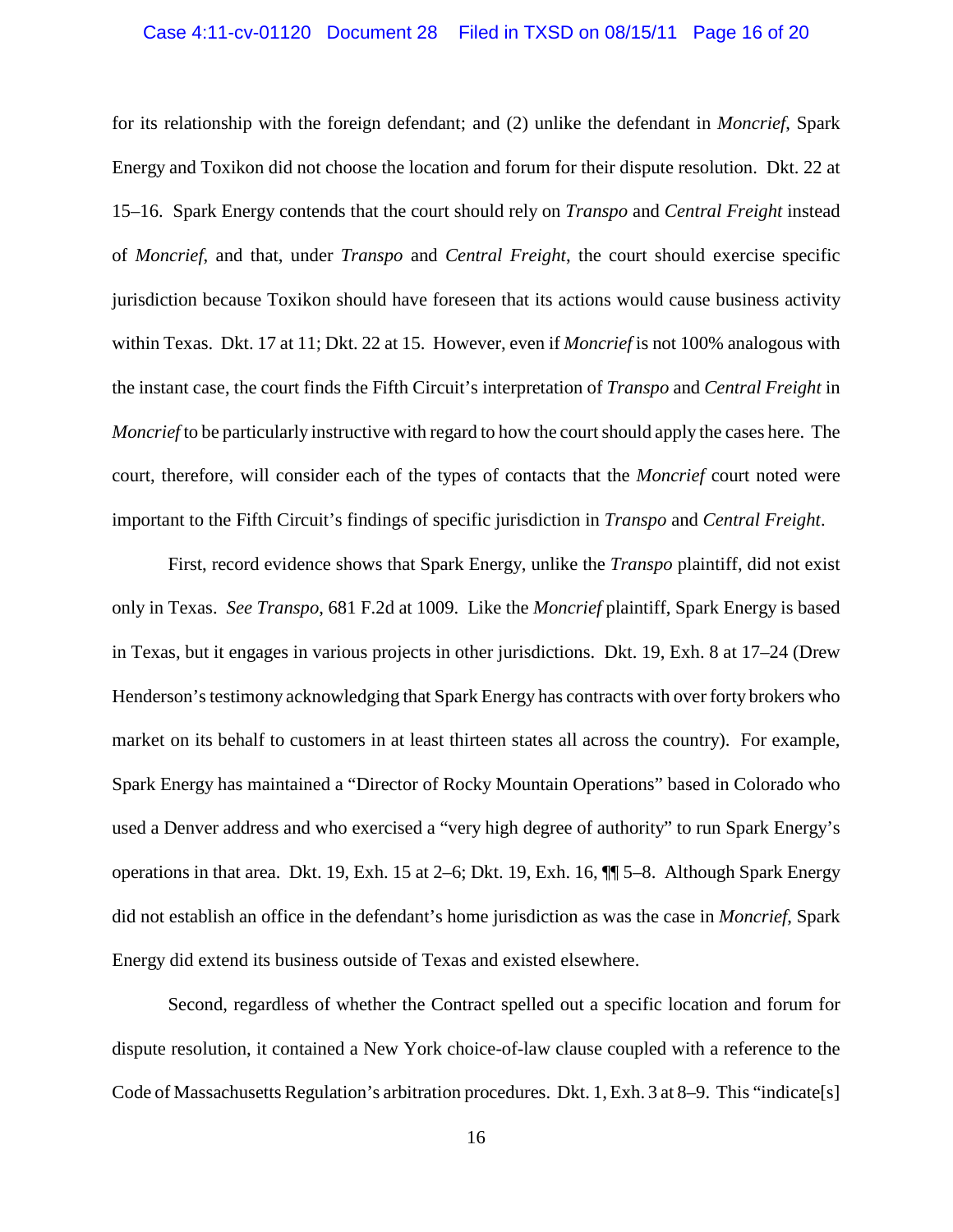for its relationship with the foreign defendant; and (2) unlike the defendant in *Moncrief*, Spark Energy and Toxikon did not choose the location and forum for their dispute resolution. Dkt. 22 at 15–16. Spark Energy contends that the court should rely on *Transpo* and *Central Freight* instead of *Moncrief*, and that, under *Transpo* and *Central Freight*, the court should exercise specific jurisdiction because Toxikon should have foreseen that its actions would cause business activity within Texas. Dkt. 17 at 11; Dkt. 22 at 15. However, even if *Moncrief* is not 100% analogous with the instant case, the court finds the Fifth Circuit's interpretation of *Transpo* and *Central Freight* in *Moncrief* to be particularly instructive with regard to how the court should apply the cases here. The court, therefore, will consider each of the types of contacts that the *Moncrief* court noted were important to the Fifth Circuit's findings of specific jurisdiction in *Transpo* and *Central Freight*.

First, record evidence shows that Spark Energy, unlike the *Transpo* plaintiff, did not exist only in Texas. *See Transpo*, 681 F.2d at 1009. Like the *Moncrief* plaintiff, Spark Energy is based in Texas, but it engages in various projects in other jurisdictions. Dkt. 19, Exh. 8 at 17–24 (Drew Henderson's testimony acknowledging that Spark Energy has contracts with over forty brokers who market on its behalf to customers in at least thirteen states all across the country). For example, Spark Energy has maintained a "Director of Rocky Mountain Operations" based in Colorado who used a Denver address and who exercised a "very high degree of authority" to run Spark Energy's operations in that area. Dkt. 19, Exh. 15 at 2–6; Dkt. 19, Exh. 16, ¶¶ 5–8. Although Spark Energy did not establish an office in the defendant's home jurisdiction as was the case in *Moncrief*, Spark Energy did extend its business outside of Texas and existed elsewhere.

Second, regardless of whether the Contract spelled out a specific location and forum for dispute resolution, it contained a New York choice-of-law clause coupled with a reference to the Code of Massachusetts Regulation's arbitration procedures. Dkt. 1, Exh. 3 at 8–9. This "indicate[s]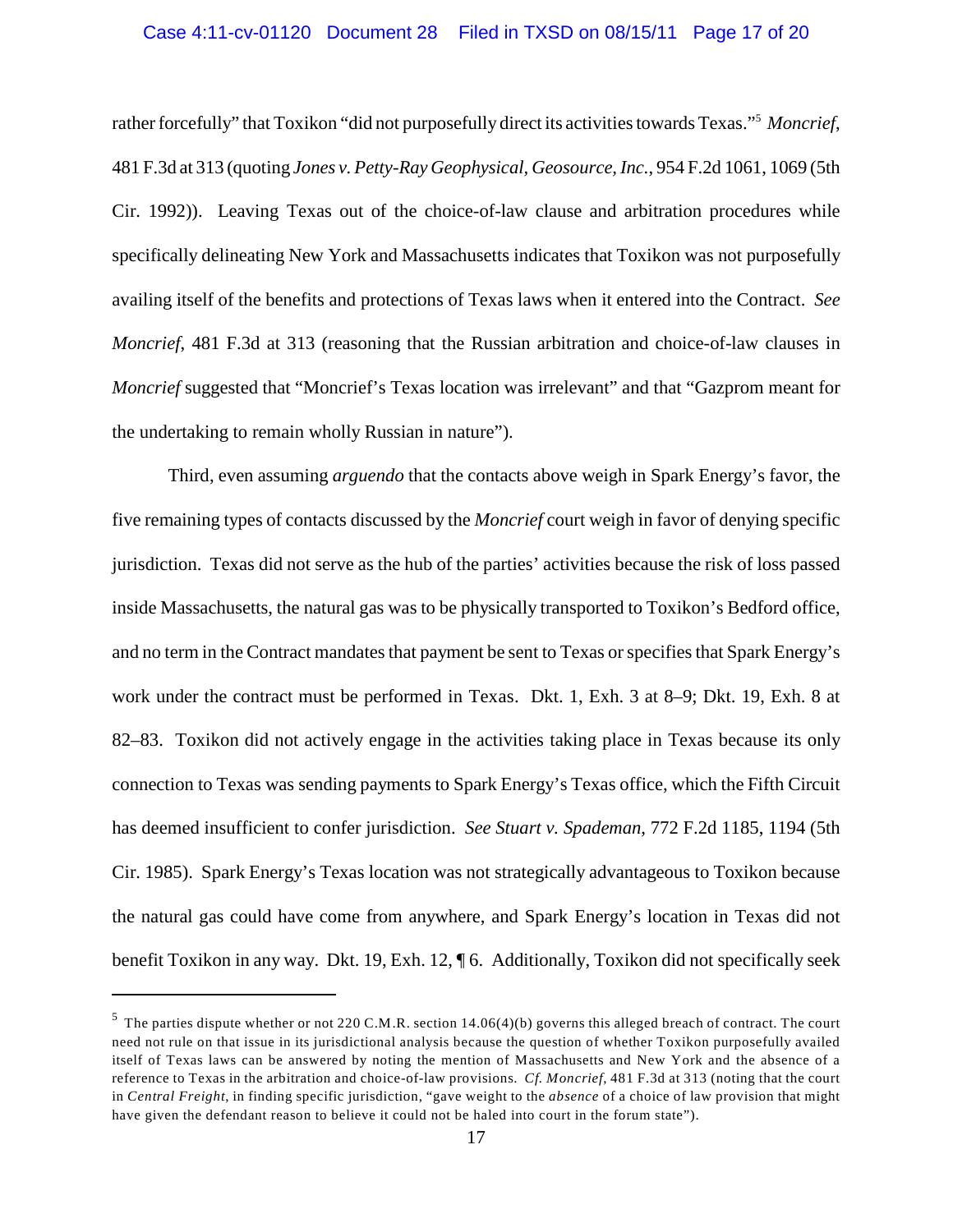rather forcefully" that Toxikon "did not purposefully direct its activities towards Texas."[5] *Moncrief*, 481 F.3d at 313 (quoting *Jones v. Petty-Ray Geophysical, Geosource, Inc.*, 954 F.2d 1061, 1069 (5th Cir. 1992)). Leaving Texas out of the choice-of-law clause and arbitration procedures while specifically delineating New York and Massachusetts indicates that Toxikon was not purposefully availing itself of the benefits and protections of Texas laws when it entered into the Contract. *See Moncrief*, 481 F.3d at 313 (reasoning that the Russian arbitration and choice-of-law clauses in *Moncrief* suggested that "Moncrief's Texas location was irrelevant" and that "Gazprom meant for the undertaking to remain wholly Russian in nature").

Third, even assuming *arguendo* that the contacts above weigh in Spark Energy's favor, the five remaining types of contacts discussed by the *Moncrief* court weigh in favor of denying specific jurisdiction. Texas did not serve as the hub of the parties' activities because the risk of loss passed inside Massachusetts, the natural gas was to be physically transported to Toxikon's Bedford office, and no term in the Contract mandates that payment be sent to Texas or specifies that Spark Energy's work under the contract must be performed in Texas. Dkt. 1, Exh. 3 at 8–9; Dkt. 19, Exh. 8 at 82–83. Toxikon did not actively engage in the activities taking place in Texas because its only connection to Texas was sending payments to Spark Energy's Texas office, which the Fifth Circuit has deemed insufficient to confer jurisdiction. *See Stuart v. Spademan*, 772 F.2d 1185, 1194 (5th Cir. 1985). Spark Energy's Texas location was not strategically advantageous to Toxikon because the natural gas could have come from anywhere, and Spark Energy's location in Texas did not benefit Toxikon in any way. Dkt. 19, Exh. 12, ¶ 6. Additionally, Toxikon did not specifically seek

---

[5] The parties dispute whether or not 220 C.M.R. section 14.06(4)(b) governs this alleged breach of contract. The court need not rule on that issue in its jurisdictional analysis because the question of whether Toxikon purposefully availed itself of Texas laws can be answered by noting the mention of Massachusetts and New York and the absence of a reference to Texas in the arbitration and choice-of-law provisions. *Cf. Moncrief*, 481 F.3d at 313 (noting that the court in *Central Freight*, in finding specific jurisdiction, "gave weight to the *absence* of a choice of law provision that might have given the defendant reason to believe it could not be haled into court in the forum state").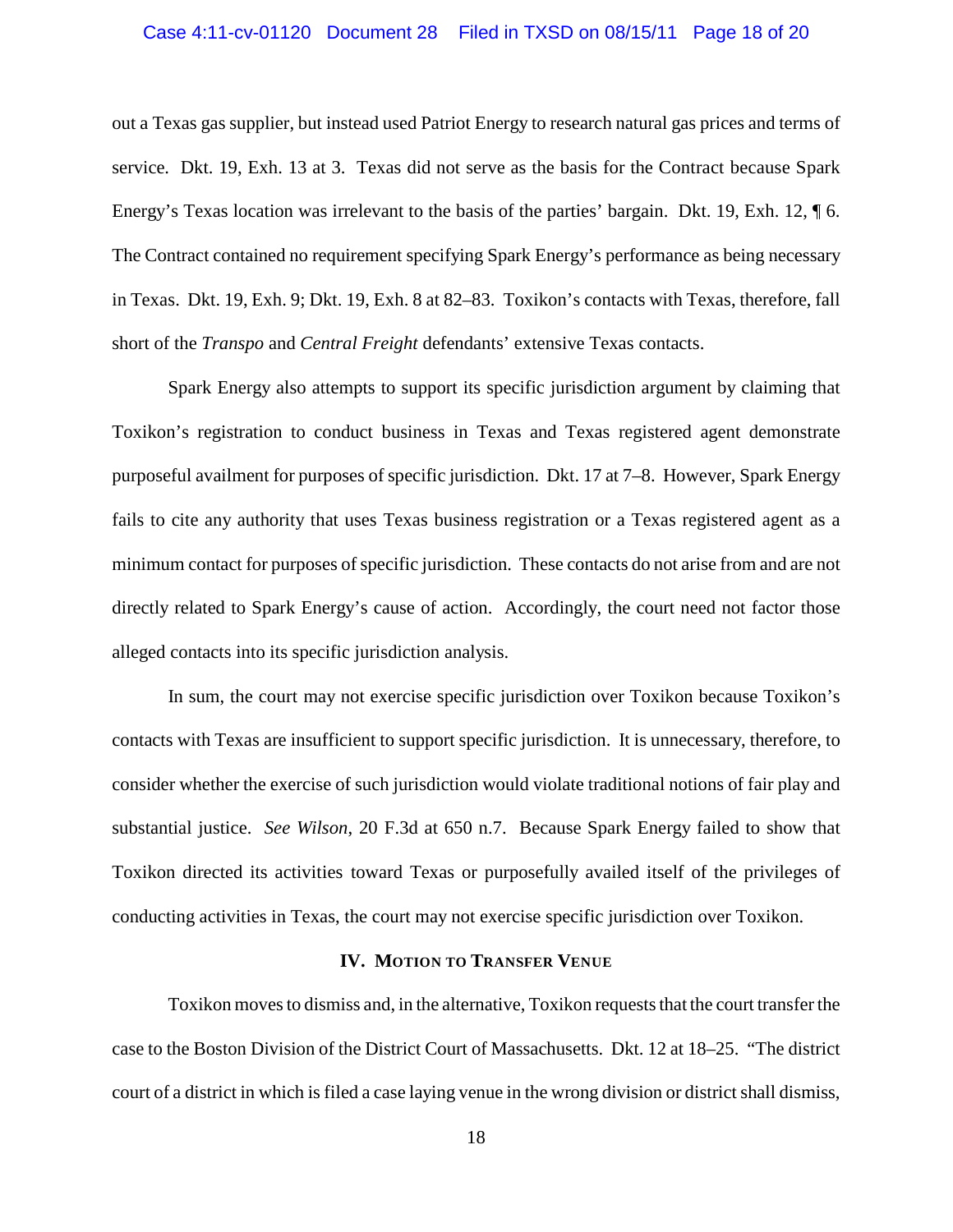out a Texas gas supplier, but instead used Patriot Energy to research natural gas prices and terms of service. Dkt. 19, Exh. 13 at 3. Texas did not serve as the basis for the Contract because Spark Energy's Texas location was irrelevant to the basis of the parties' bargain. Dkt. 19, Exh. 12, ¶ 6. The Contract contained no requirement specifying Spark Energy's performance as being necessary in Texas. Dkt. 19, Exh. 9; Dkt. 19, Exh. 8 at 82–83. Toxikon's contacts with Texas, therefore, fall short of the *Transpo* and *Central Freight* defendants' extensive Texas contacts.

Spark Energy also attempts to support its specific jurisdiction argument by claiming that Toxikon's registration to conduct business in Texas and Texas registered agent demonstrate purposeful availment for purposes of specific jurisdiction. Dkt. 17 at 7–8. However, Spark Energy fails to cite any authority that uses Texas business registration or a Texas registered agent as a minimum contact for purposes of specific jurisdiction. These contacts do not arise from and are not directly related to Spark Energy's cause of action. Accordingly, the court need not factor those alleged contacts into its specific jurisdiction analysis.

In sum, the court may not exercise specific jurisdiction over Toxikon because Toxikon's contacts with Texas are insufficient to support specific jurisdiction. It is unnecessary, therefore, to consider whether the exercise of such jurisdiction would violate traditional notions of fair play and substantial justice. *See Wilson*, 20 F.3d at 650 n.7. Because Spark Energy failed to show that Toxikon directed its activities toward Texas or purposefully availed itself of the privileges of conducting activities in Texas, the court may not exercise specific jurisdiction over Toxikon.

## IV. Motion to Transfer Venue

Toxikon moves to dismiss and, in the alternative, Toxikon requests that the court transfer the case to the Boston Division of the District Court of Massachusetts. Dkt. 12 at 18–25. "The district court of a district in which is filed a case laying venue in the wrong division or district shall dismiss,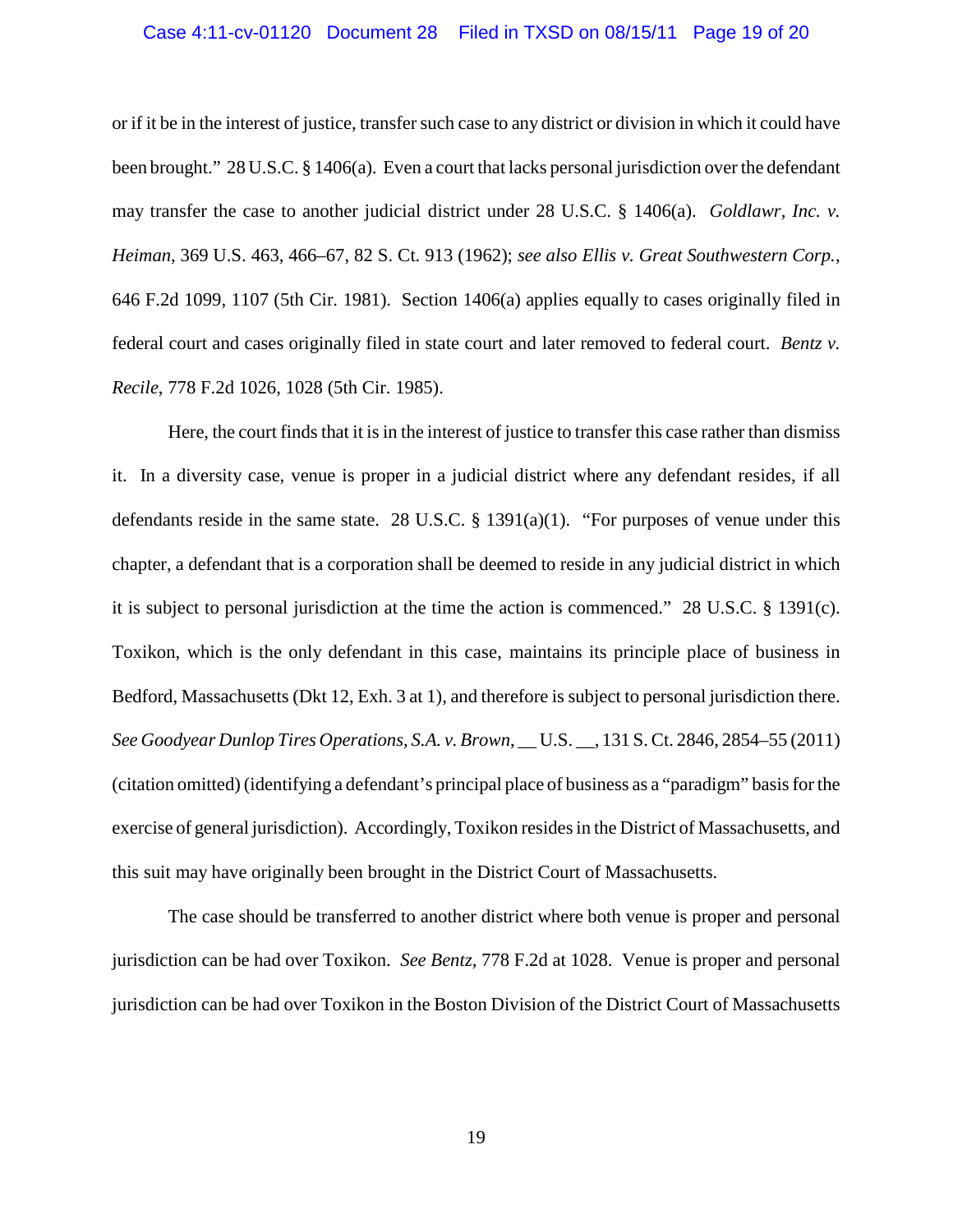or if it be in the interest of justice, transfer such case to any district or division in which it could have been brought." 28 U.S.C. § 1406(a). Even a court that lacks personal jurisdiction over the defendant may transfer the case to another judicial district under 28 U.S.C. § 1406(a). *Goldlawr, Inc. v. Heiman*, 369 U.S. 463, 466–67, 82 S. Ct. 913 (1962); *see also Ellis v. Great Southwestern Corp.*, 646 F.2d 1099, 1107 (5th Cir. 1981). Section 1406(a) applies equally to cases originally filed in federal court and cases originally filed in state court and later removed to federal court. *Bentz v. Recile*, 778 F.2d 1026, 1028 (5th Cir. 1985).

Here, the court finds that it is in the interest of justice to transfer this case rather than dismiss it. In a diversity case, venue is proper in a judicial district where any defendant resides, if all defendants reside in the same state. 28 U.S.C. § 1391(a)(1). "For purposes of venue under this chapter, a defendant that is a corporation shall be deemed to reside in any judicial district in which it is subject to personal jurisdiction at the time the action is commenced." 28 U.S.C. § 1391(c). Toxikon, which is the only defendant in this case, maintains its principle place of business in Bedford, Massachusetts (Dkt 12, Exh. 3 at 1), and therefore is subject to personal jurisdiction there. *See Goodyear Dunlop Tires Operations, S.A. v. Brown*, __ U.S. __, 131 S. Ct. 2846, 2854–55 (2011) (citation omitted) (identifying a defendant's principal place of business as a "paradigm" basis for the exercise of general jurisdiction). Accordingly, Toxikon resides in the District of Massachusetts, and this suit may have originally been brought in the District Court of Massachusetts.

The case should be transferred to another district where both venue is proper and personal jurisdiction can be had over Toxikon. *See Bentz*, 778 F.2d at 1028. Venue is proper and personal jurisdiction can be had over Toxikon in the Boston Division of the District Court of Massachusetts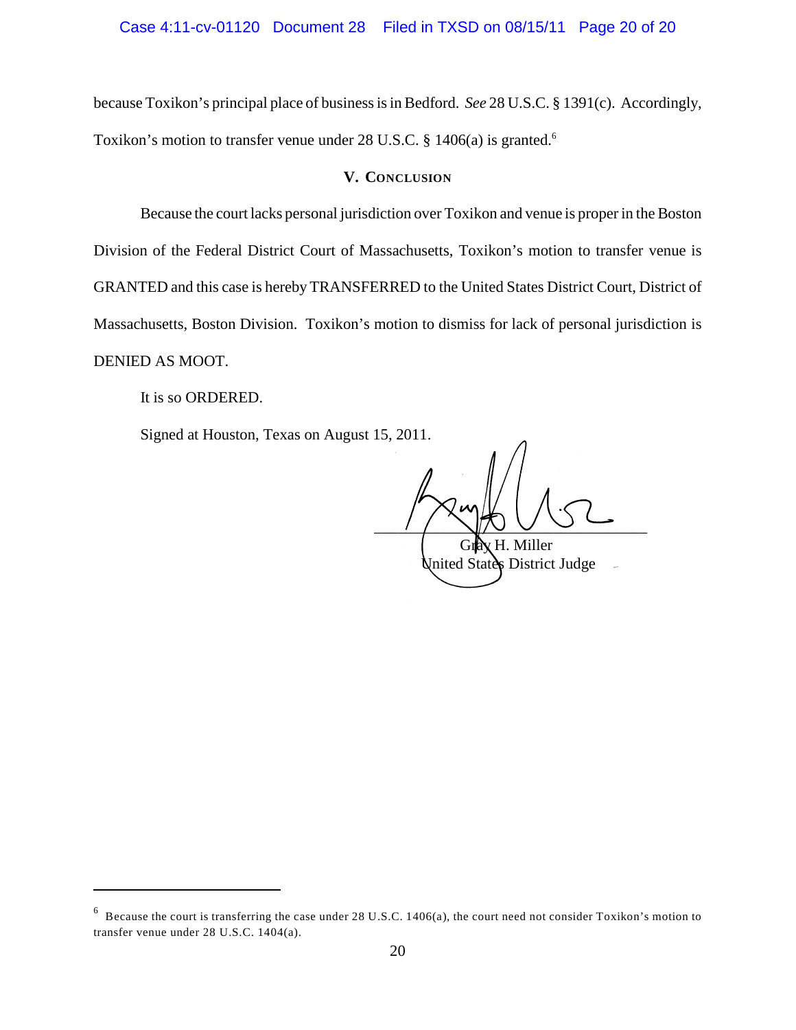because Toxikon's principal place of business is in Bedford. *See* 28 U.S.C. § 1391(c). Accordingly, Toxikon's motion to transfer venue under 28 U.S.C. § 1406(a) is granted.[6]

## V. CONCLUSION

Because the court lacks personal jurisdiction over Toxikon and venue is proper in the Boston Division of the Federal District Court of Massachusetts, Toxikon's motion to transfer venue is GRANTED and this case is hereby TRANSFERRED to the United States District Court, District of Massachusetts, Boston Division. Toxikon's motion to dismiss for lack of personal jurisdiction is DENIED AS MOOT.

It is so ORDERED.

Signed at Houston, Texas on August 15, 2011.

Gray H. Miller
United States District Judge

---

[6] Because the court is transferring the case under 28 U.S.C. 1406(a), the court need not consider Toxikon's motion to transfer venue under 28 U.S.C. 1404(a).